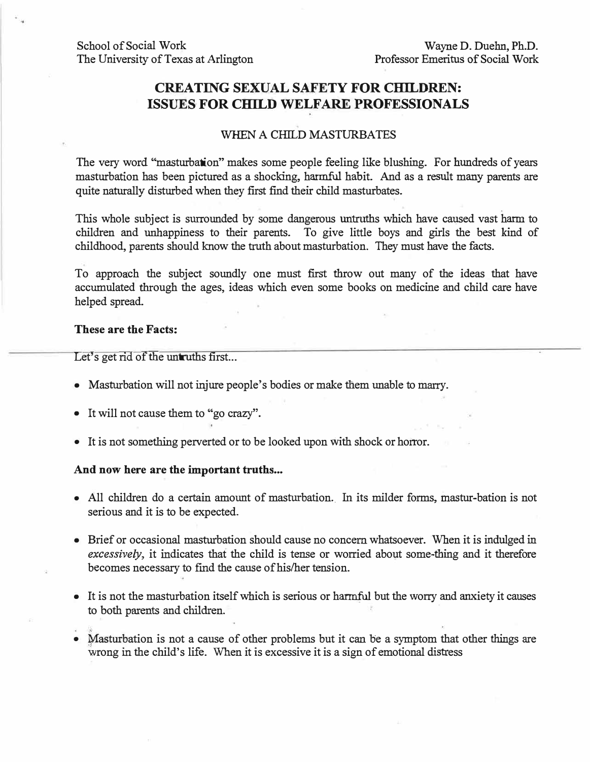School of Social Work
The University of Texas at Arlington

Wayne D. Duehn, Ph.D.
Professor Emeritus of Social Work

# CREATING SEXUAL SAFETY FOR CHILDREN: ISSUES FOR CHILD WELFARE PROFESSIONALS

## WHEN A CHILD MASTURBATES

The very word "masturbation" makes some people feeling like blushing. For hundreds of years masturbation has been pictured as a shocking, harmful habit. And as a result many parents are quite naturally disturbed when they first find their child masturbates.

This whole subject is surrounded by some dangerous untruths which have caused vast harm to children and unhappiness to their parents. To give little boys and girls the best kind of childhood, parents should know the truth about masturbation. They must have the facts.

To approach the subject soundly one must first throw out many of the ideas that have accumulated through the ages, ideas which even some books on medicine and child care have helped spread.

**These are the Facts:**

Let's get rid of the untruths first...

- Masturbation will not injure people's bodies or make them unable to marry.
- It will not cause them to "go crazy".
- It is not something perverted or to be looked upon with shock or horror.

**And now here are the important truths...**

- All children do a certain amount of masturbation. In its milder forms, mastur-bation is not serious and it is to be expected.
- Brief or occasional masturbation should cause no concern whatsoever. When it is indulged in *excessively*, it indicates that the child is tense or worried about some-thing and it therefore becomes necessary to find the cause of his/her tension.
- It is not the masturbation itself which is serious or harmful but the worry and anxiety it causes to both parents and children.
- Masturbation is not a cause of other problems but it can be a symptom that other things are wrong in the child's life. When it is excessive it is a sign of emotional distress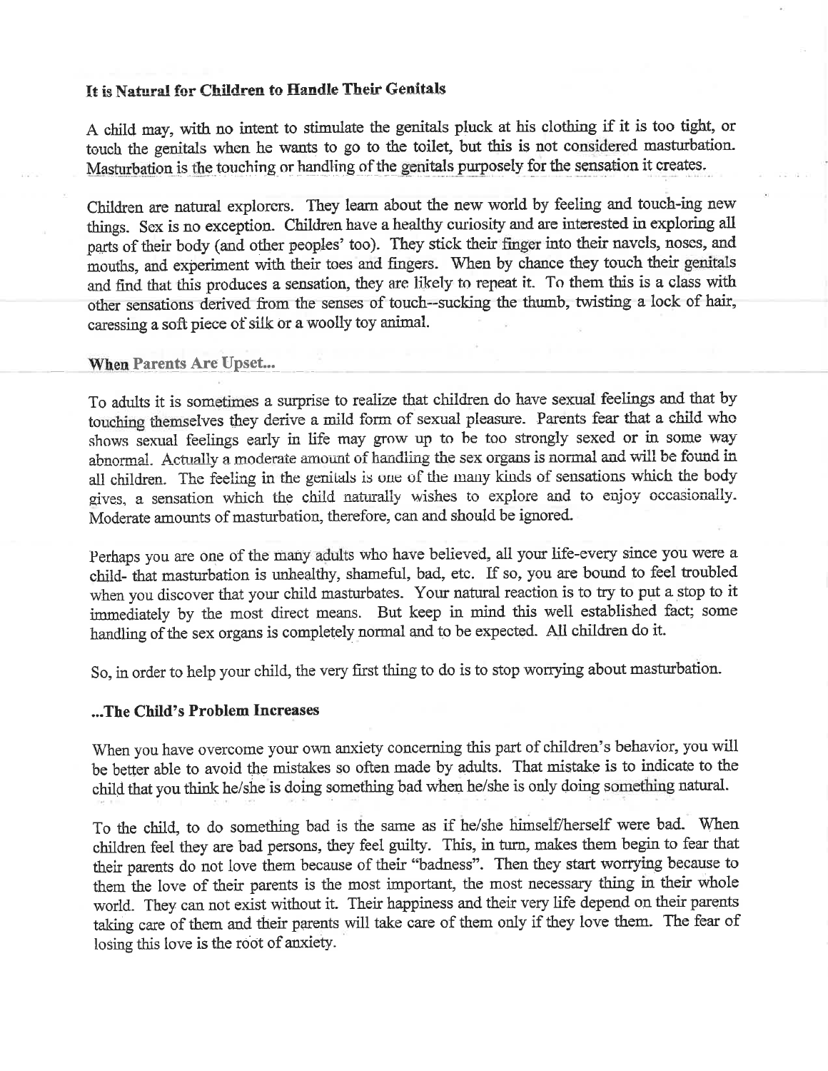### It is Natural for Children to Handle Their Genitals

A child may, with no intent to stimulate the genitals pluck at his clothing if it is too tight, or touch the genitals when he wants to go to the toilet, but this is not considered masturbation. Masturbation is the touching or handling of the genitals purposely for the sensation it creates.

Children are natural explorers. They learn about the new world by feeling and touch-ing new things. Sex is no exception. Children have a healthy curiosity and are interested in exploring all parts of their body (and other peoples' too). They stick their finger into their navels, noses, and mouths, and experiment with their toes and fingers. When by chance they touch their genitals and find that this produces a sensation, they are likely to repeat it. To them this is a class with other sensations derived from the senses of touch--sucking the thumb, twisting a lock of hair, caressing a soft piece of silk or a woolly toy animal.

### When Parents Are Upset...

To adults it is sometimes a surprise to realize that children do have sexual feelings and that by touching themselves they derive a mild form of sexual pleasure. Parents fear that a child who shows sexual feelings early in life may grow up to be too strongly sexed or in some way abnormal. Actually a moderate amount of handling the sex organs is normal and will be found in all children. The feeling in the genitals is one of the many kinds of sensations which the body gives, a sensation which the child naturally wishes to explore and to enjoy occasionally. Moderate amounts of masturbation, therefore, can and should be ignored.

Perhaps you are one of the many adults who have believed, all your life-every since you were a child- that masturbation is unhealthy, shameful, bad, etc. If so, you are bound to feel troubled when you discover that your child masturbates. Your natural reaction is to try to put a stop to it immediately by the most direct means. But keep in mind this well established fact; some handling of the sex organs is completely normal and to be expected. All children do it.

So, in order to help your child, the very first thing to do is to stop worrying about masturbation.

### ...The Child's Problem Increases

When you have overcome your own anxiety concerning this part of children's behavior, you will be better able to avoid the mistakes so often made by adults. That mistake is to indicate to the child that you think he/she is doing something bad when he/she is only doing something natural.

To the child, to do something bad is the same as if he/she himself/herself were bad. When children feel they are bad persons, they feel guilty. This, in turn, makes them begin to fear that their parents do not love them because of their "badness". Then they start worrying because to them the love of their parents is the most important, the most necessary thing in their whole world. They can not exist without it. Their happiness and their very life depend on their parents taking care of them and their parents will take care of them only if they love them. The fear of losing this love is the root of anxiety.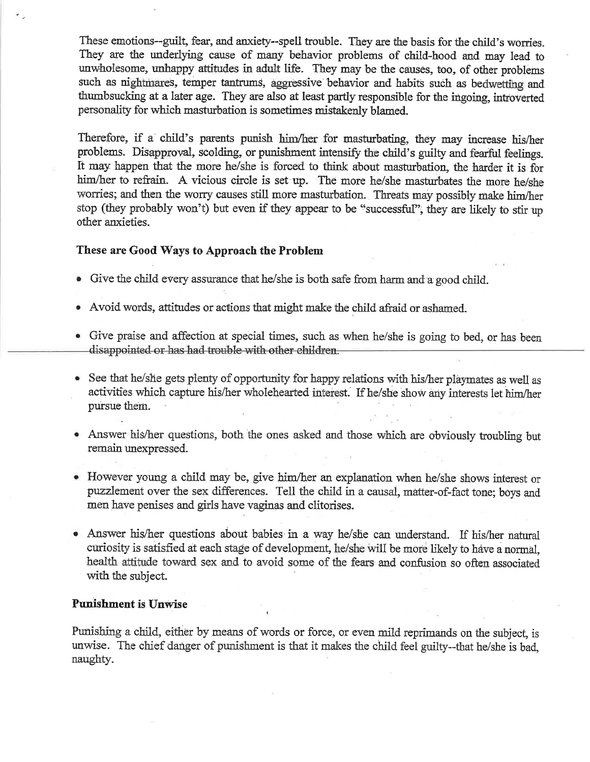These emotions--guilt, fear, and anxiety--spell trouble. They are the basis for the child's worries. They are the underlying cause of many behavior problems of child-hood and may lead to unwholesome, unhappy attitudes in adult life. They may be the causes, too, of other problems such as nightmares, temper tantrums, aggressive behavior and habits such as bedwetting and thumbsucking at a later age. They are also at least partly responsible for the ingoing, introverted personality for which masturbation is sometimes mistakenly blamed.

Therefore, if a child's parents punish him/her for masturbating, they may increase his/her problems. Disapproval, scolding, or punishment intensify the child's guilty and fearful feelings. It may happen that the more he/she is forced to think about masturbation, the harder it is for him/her to refrain. A vicious circle is set up. The more he/she masturbates the more he/she worries; and then the worry causes still more masturbation. Threats may possibly make him/her stop (they probably won't) but even if they appear to be "successful", they are likely to stir up other anxieties.

### These are Good Ways to Approach the Problem

- Give the child every assurance that he/she is both safe from harm and a good child.
- Avoid words, attitudes or actions that might make the child afraid or ashamed.
- Give praise and affection at special times, such as when he/she is going to bed, or has been disappointed or has had trouble with other children.
- See that he/she gets plenty of opportunity for happy relations with his/her playmates as well as activities which capture his/her wholehearted interest. If he/she show any interests let him/her pursue them.
- Answer his/her questions, both the ones asked and those which are obviously troubling but remain unexpressed.
- However young a child may be, give him/her an explanation when he/she shows interest or puzzlement over the sex differences. Tell the child in a causal, matter-of-fact tone; boys and men have penises and girls have vaginas and clitorises.
- Answer his/her questions about babies in a way he/she can understand. If his/her natural curiosity is satisfied at each stage of development, he/she will be more likely to have a normal, health attitude toward sex and to avoid some of the fears and confusion so often associated with the subject.

### Punishment is Unwise

Punishing a child, either by means of words or force, or even mild reprimands on the subject, is unwise. The chief danger of punishment is that it makes the child feel guilty--that he/she is bad, naughty.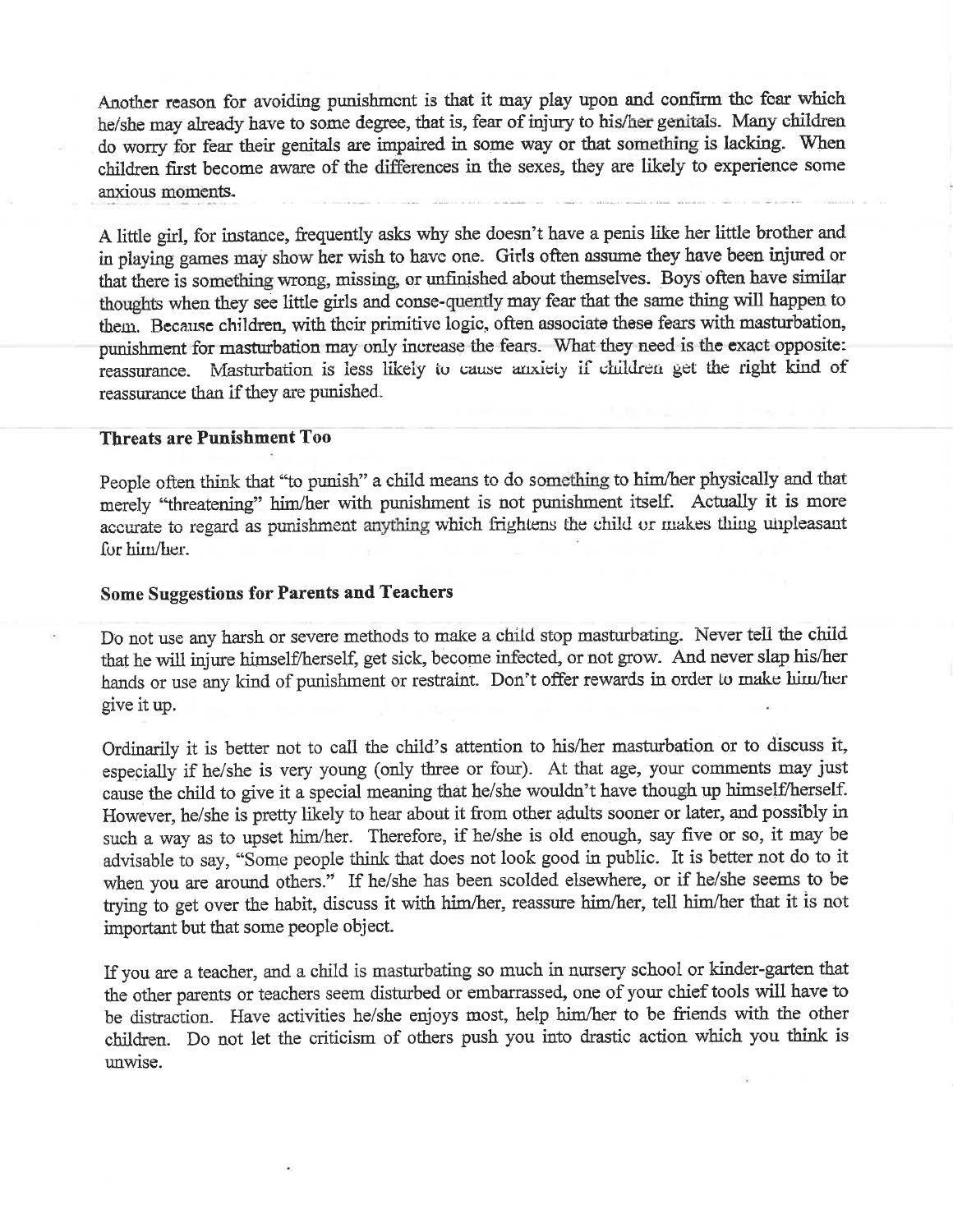Another reason for avoiding punishment is that it may play upon and confirm the fear which he/she may already have to some degree, that is, fear of injury to his/her genitals. Many children do worry for fear their genitals are impaired in some way or that something is lacking. When children first become aware of the differences in the sexes, they are likely to experience some anxious moments.

A little girl, for instance, frequently asks why she doesn't have a penis like her little brother and in playing games may show her wish to have one. Girls often assume they have been injured or that there is something wrong, missing, or unfinished about themselves. Boys often have similar thoughts when they see little girls and conse-quently may fear that the same thing will happen to them. Because children, with their primitive logic, often associate these fears with masturbation, punishment for masturbation may only increase the fears. What they need is the exact opposite: reassurance. Masturbation is less likely to cause anxiety if children get the right kind of reassurance than if they are punished.

**Threats are Punishment Too**

People often think that "to punish" a child means to do something to him/her physically and that merely "threatening" him/her with punishment is not punishment itself. Actually it is more accurate to regard as punishment anything which frightens the child or makes thing unpleasant for him/her.

**Some Suggestions for Parents and Teachers**

Do not use any harsh or severe methods to make a child stop masturbating. Never tell the child that he will injure himself/herself, get sick, become infected, or not grow. And never slap his/her hands or use any kind of punishment or restraint. Don't offer rewards in order to make him/her give it up.

Ordinarily it is better not to call the child's attention to his/her masturbation or to discuss it, especially if he/she is very young (only three or four). At that age, your comments may just cause the child to give it a special meaning that he/she wouldn't have though up himself/herself. However, he/she is pretty likely to hear about it from other adults sooner or later, and possibly in such a way as to upset him/her. Therefore, if he/she is old enough, say five or so, it may be advisable to say, "Some people think that does not look good in public. It is better not do to it when you are around others." If he/she has been scolded elsewhere, or if he/she seems to be trying to get over the habit, discuss it with him/her, reassure him/her, tell him/her that it is not important but that some people object.

If you are a teacher, and a child is masturbating so much in nursery school or kinder-garten that the other parents or teachers seem disturbed or embarrassed, one of your chief tools will have to be distraction. Have activities he/she enjoys most, help him/her to be friends with the other children. Do not let the criticism of others push you into drastic action which you think is unwise.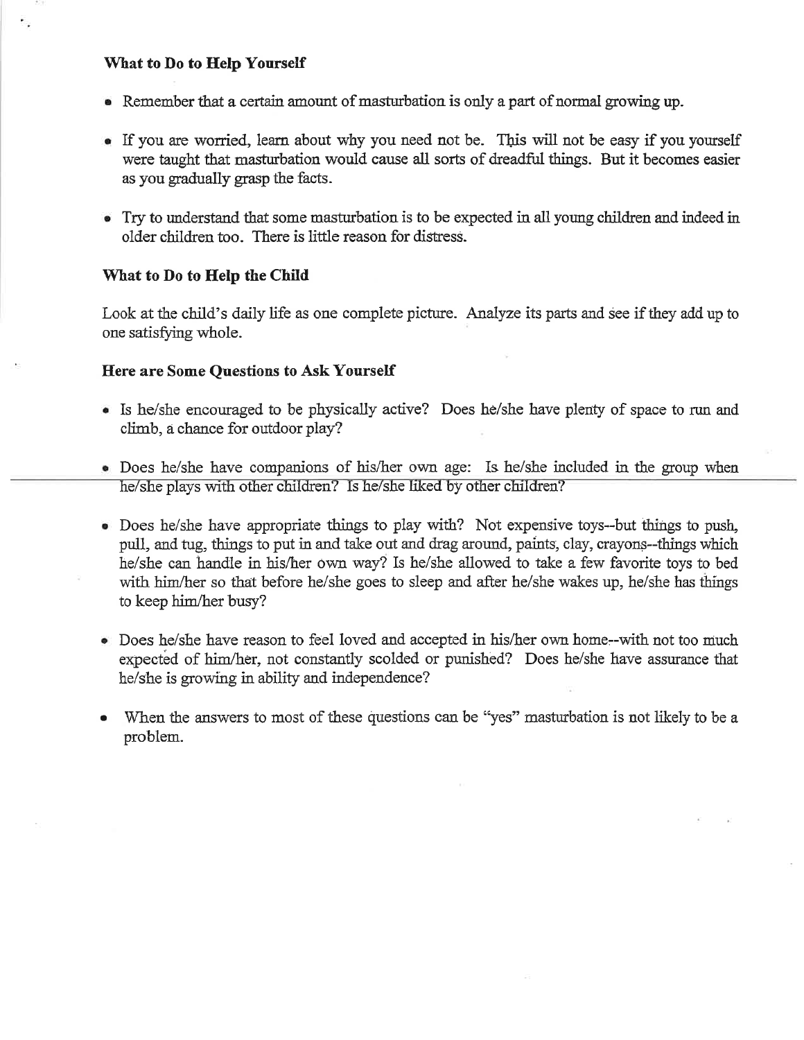**What to Do to Help Yourself**

- Remember that a certain amount of masturbation is only a part of normal growing up.
- If you are worried, learn about why you need not be. This will not be easy if you yourself were taught that masturbation would cause all sorts of dreadful things. But it becomes easier as you gradually grasp the facts.
- Try to understand that some masturbation is to be expected in all young children and indeed in older children too. There is little reason for distress.

**What to Do to Help the Child**

Look at the child's daily life as one complete picture. Analyze its parts and see if they add up to one satisfying whole.

**Here are Some Questions to Ask Yourself**

- Is he/she encouraged to be physically active? Does he/she have plenty of space to run and climb, a chance for outdoor play?
- Does he/she have companions of his/her own age: Is he/she included in the group when he/she plays with other children? Is he/she liked by other children?
- Does he/she have appropriate things to play with? Not expensive toys--but things to push, pull, and tug, things to put in and take out and drag around, paints, clay, crayons--things which he/she can handle in his/her own way? Is he/she allowed to take a few favorite toys to bed with him/her so that before he/she goes to sleep and after he/she wakes up, he/she has things to keep him/her busy?
- Does he/she have reason to feel loved and accepted in his/her own home--with not too much expected of him/her, not constantly scolded or punished? Does he/she have assurance that he/she is growing in ability and independence?
- When the answers to most of these questions can be "yes" masturbation is not likely to be a problem.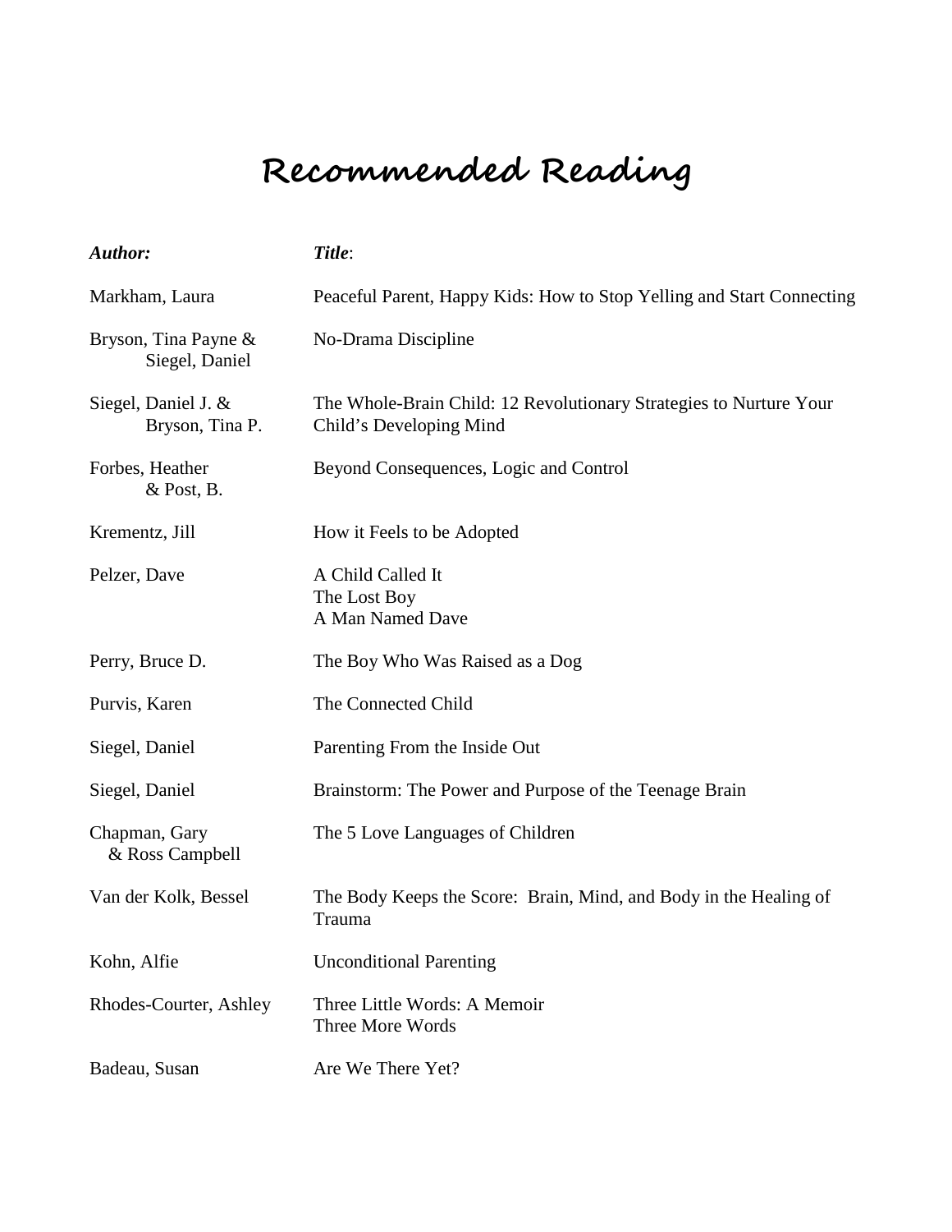# Recommended Reading

| *Author:* | *Title*: |
| --- | --- |
| Markham, Laura | Peaceful Parent, Happy Kids: How to Stop Yelling and Start Connecting |
| Bryson, Tina Payne & Siegel, Daniel | No-Drama Discipline |
| Siegel, Daniel J. & Bryson, Tina P. | The Whole-Brain Child: 12 Revolutionary Strategies to Nurture Your Child's Developing Mind |
| Forbes, Heather & Post, B. | Beyond Consequences, Logic and Control |
| Krementz, Jill | How it Feels to be Adopted |
| Pelzer, Dave | A Child Called It<br>The Lost Boy<br>A Man Named Dave |
| Perry, Bruce D. | The Boy Who Was Raised as a Dog |
| Purvis, Karen | The Connected Child |
| Siegel, Daniel | Parenting From the Inside Out |
| Siegel, Daniel | Brainstorm: The Power and Purpose of the Teenage Brain |
| Chapman, Gary & Ross Campbell | The 5 Love Languages of Children |
| Van der Kolk, Bessel | The Body Keeps the Score: Brain, Mind, and Body in the Healing of Trauma |
| Kohn, Alfie | Unconditional Parenting |
| Rhodes-Courter, Ashley | Three Little Words: A Memoir<br>Three More Words |
| Badeau, Susan | Are We There Yet? |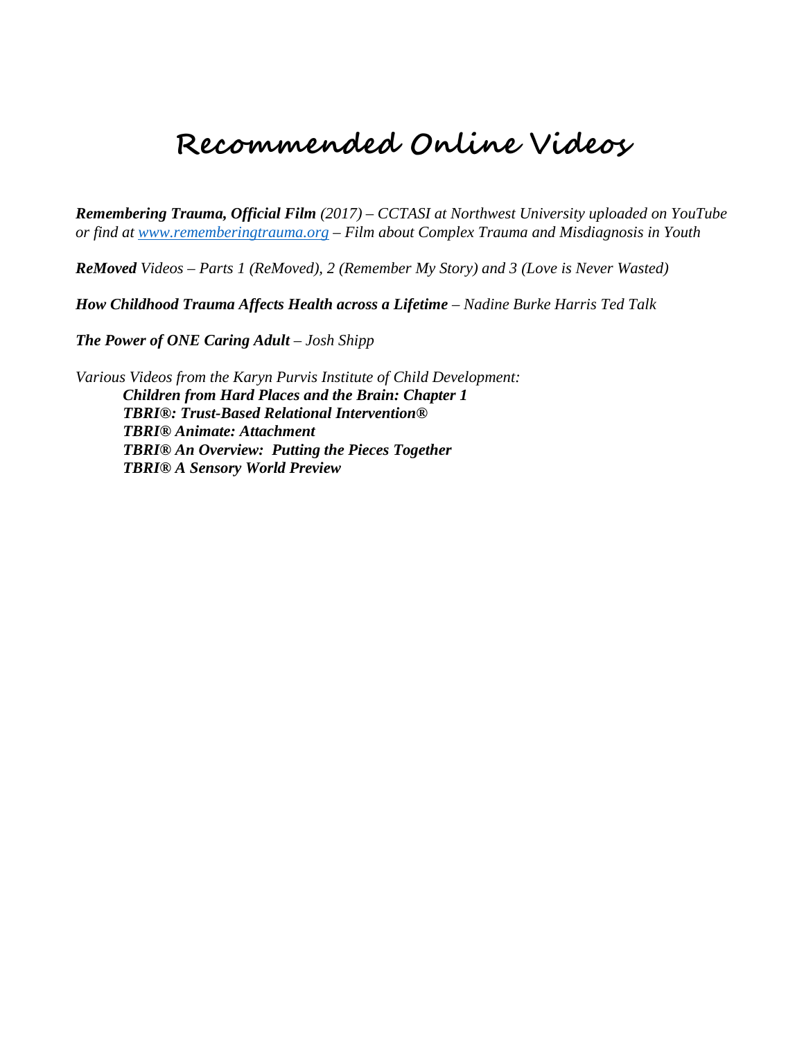# Recommended Online Videos

***Remembering Trauma, Official Film*** *(2017) – CCTASI at Northwest University uploaded on YouTube or find at [www.rememberingtrauma.org](http://www.rememberingtrauma.org) – Film about Complex Trauma and Misdiagnosis in Youth*

***ReMoved*** *Videos – Parts 1 (ReMoved), 2 (Remember My Story) and 3 (Love is Never Wasted)*

***How Childhood Trauma Affects Health across a Lifetime*** *– Nadine Burke Harris Ted Talk*

***The Power of ONE Caring Adult*** *– Josh Shipp*

*Various Videos from the Karyn Purvis Institute of Child Development:*

- ***Children from Hard Places and the Brain: Chapter 1***
- ***TBRI®: Trust-Based Relational Intervention®***
- ***TBRI® Animate: Attachment***
- ***TBRI® An Overview: Putting the Pieces Together***
- ***TBRI® A Sensory World Preview***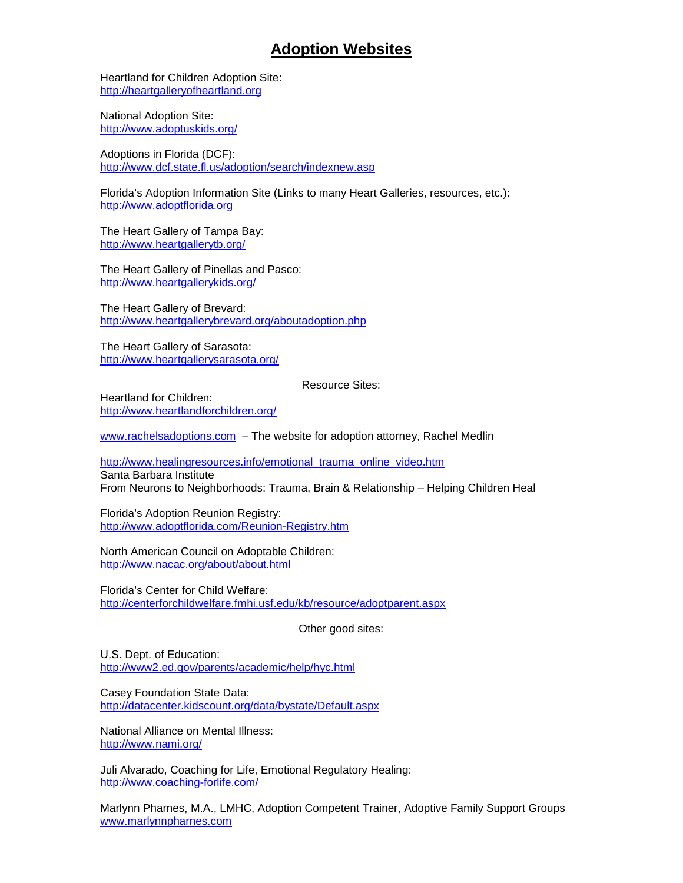# Adoption Websites

Heartland for Children Adoption Site:
http://heartgalleryofheartland.org

National Adoption Site:
http://www.adoptuskids.org/

Adoptions in Florida (DCF):
http://www.dcf.state.fl.us/adoption/search/indexnew.asp

Florida's Adoption Information Site (Links to many Heart Galleries, resources, etc.):
http://www.adoptflorida.org

The Heart Gallery of Tampa Bay:
http://www.heartgallerytb.org/

The Heart Gallery of Pinellas and Pasco:
http://www.heartgallerykids.org/

The Heart Gallery of Brevard:
http://www.heartgallerybrevard.org/aboutadoption.php

The Heart Gallery of Sarasota:
http://www.heartgallerysarasota.org/

Resource Sites:

Heartland for Children:
http://www.heartlandforchildren.org/

www.rachelsadoptions.com – The website for adoption attorney, Rachel Medlin

http://www.healingresources.info/emotional_trauma_online_video.htm
Santa Barbara Institute
From Neurons to Neighborhoods: Trauma, Brain & Relationship – Helping Children Heal

Florida's Adoption Reunion Registry:
http://www.adoptflorida.com/Reunion-Registry.htm

North American Council on Adoptable Children:
http://www.nacac.org/about/about.html

Florida's Center for Child Welfare:
http://centerforchildwelfare.fmhi.usf.edu/kb/resource/adoptparent.aspx

Other good sites:

U.S. Dept. of Education:
http://www2.ed.gov/parents/academic/help/hyc.html

Casey Foundation State Data:
http://datacenter.kidscount.org/data/bystate/Default.aspx

National Alliance on Mental Illness:
http://www.nami.org/

Juli Alvarado, Coaching for Life, Emotional Regulatory Healing:
http://www.coaching-forlife.com/

Marlynn Pharnes, M.A., LMHC, Adoption Competent Trainer, Adoptive Family Support Groups
www.marlynnpharnes.com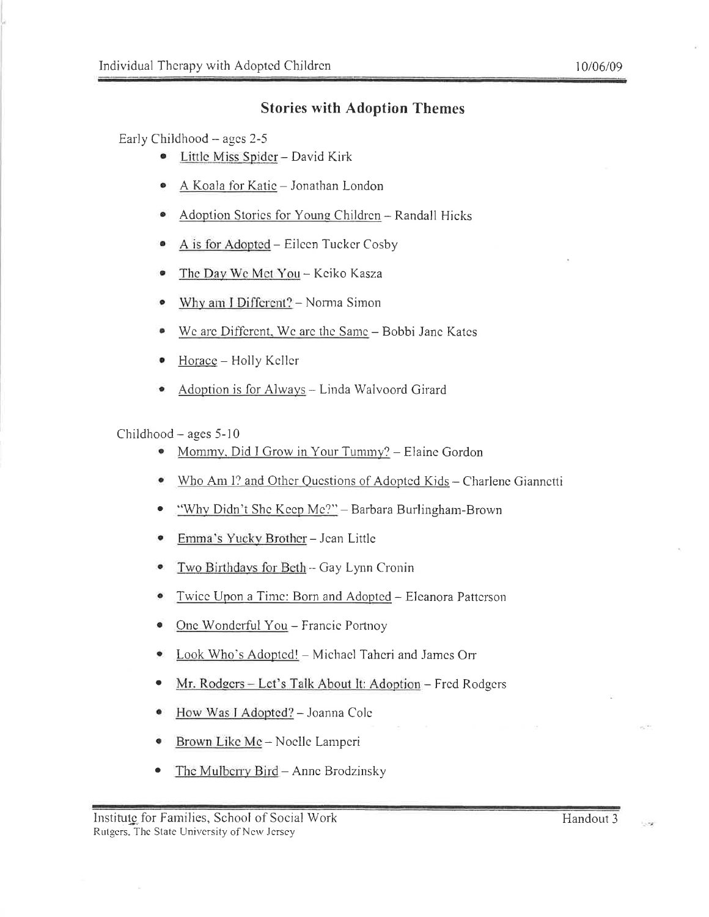## Stories with Adoption Themes

Early Childhood – ages 2-5

- Little Miss Spider – David Kirk
- A Koala for Katie – Jonathan London
- Adoption Stories for Young Children – Randall Hicks
- A is for Adopted – Eileen Tucker Cosby
- The Day We Met You – Keiko Kasza
- Why am I Different? – Norma Simon
- We are Different, We are the Same – Bobbi Jane Kates
- Horace – Holly Keller
- Adoption is for Always – Linda Walvoord Girard

Childhood – ages 5-10

- Mommy, Did I Grow in Your Tummy? – Elaine Gordon
- Who Am I? and Other Questions of Adopted Kids – Charlene Giannetti
- "Why Didn't She Keep Me?" – Barbara Burlingham-Brown
- Emma's Yucky Brother – Jean Little
- Two Birthdays for Beth – Gay Lynn Cronin
- Twice Upon a Time: Born and Adopted – Eleanora Patterson
- One Wonderful You – Francie Portnoy
- Look Who's Adopted! – Michael Taheri and James Orr
- Mr. Rodgers – Let's Talk About It: Adoption – Fred Rodgers
- How Was I Adopted? – Joanna Cole
- Brown Like Me – Noelle Lamperi
- The Mulberry Bird – Anne Brodzinsky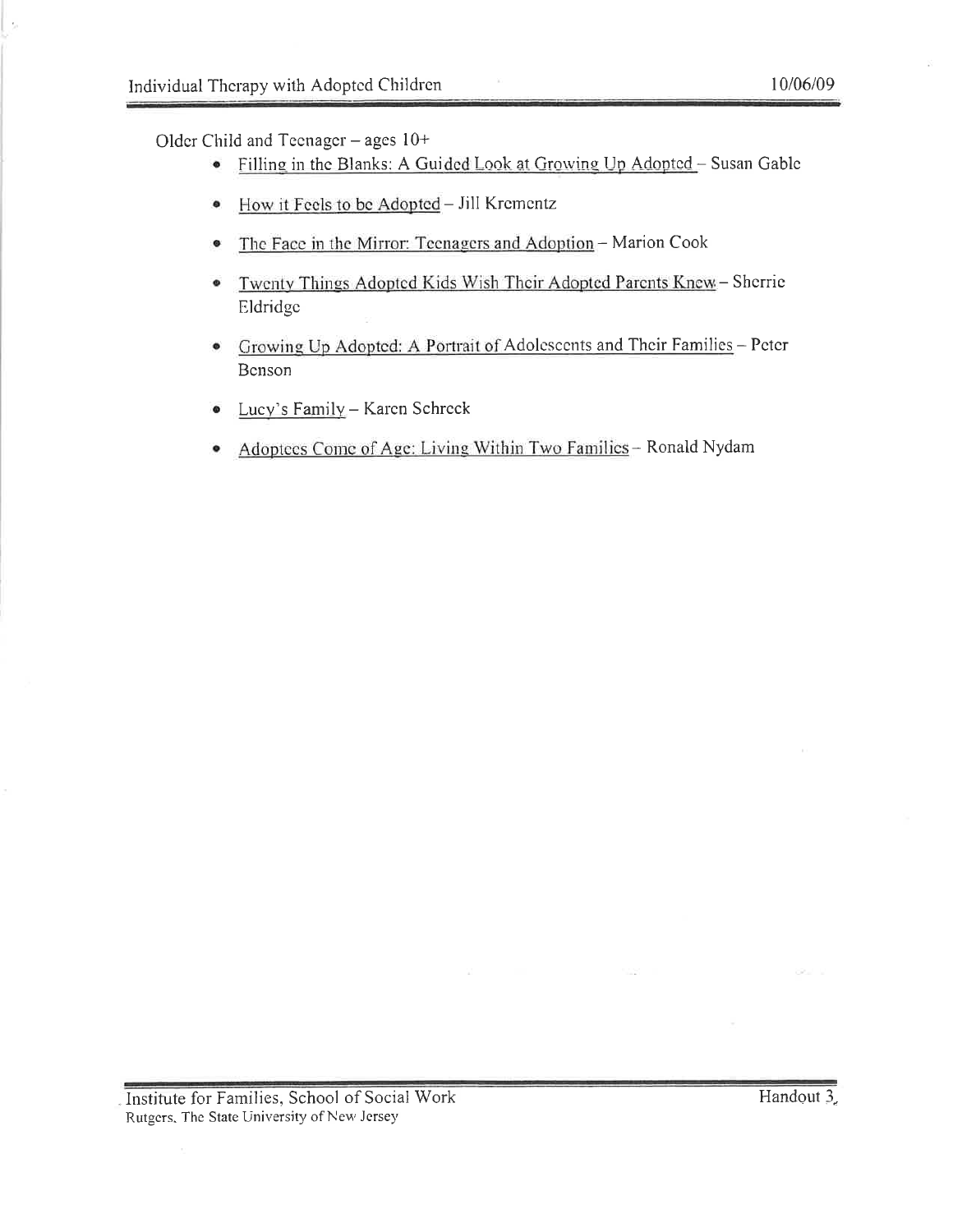Older Child and Teenager – ages 10+

- Filling in the Blanks: A Guided Look at Growing Up Adopted – Susan Gable
- How it Feels to be Adopted – Jill Krementz
- The Face in the Mirror: Teenagers and Adoption – Marion Cook
- Twenty Things Adopted Kids Wish Their Adopted Parents Knew – Sherrie Eldridge
- Growing Up Adopted: A Portrait of Adolescents and Their Families – Peter Benson
- Lucy's Family – Karen Schreck
- Adoptees Come of Age: Living Within Two Families – Ronald Nydam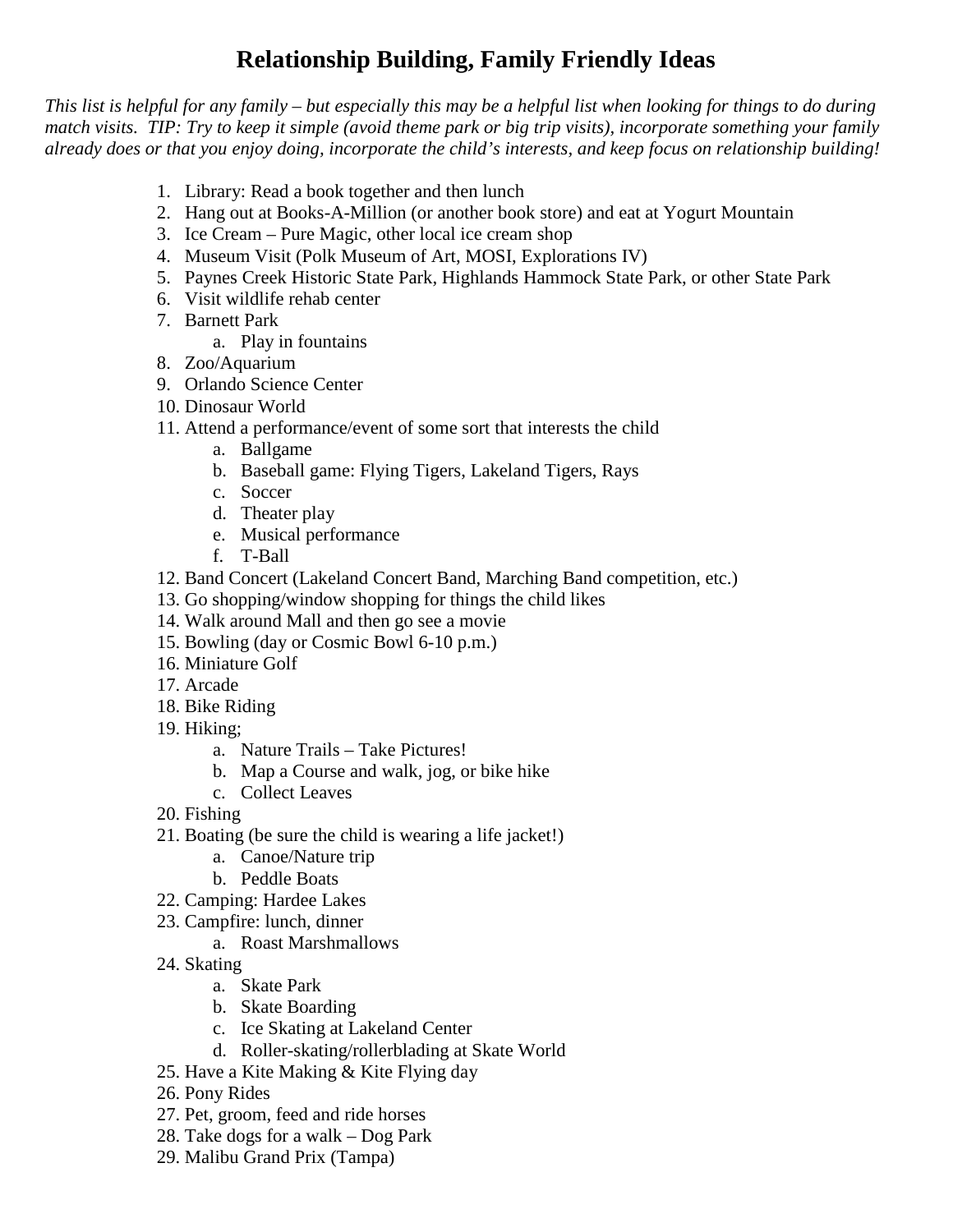# Relationship Building, Family Friendly Ideas

*This list is helpful for any family – but especially this may be a helpful list when looking for things to do during match visits. TIP: Try to keep it simple (avoid theme park or big trip visits), incorporate something your family already does or that you enjoy doing, incorporate the child's interests, and keep focus on relationship building!*

1. Library: Read a book together and then lunch
2. Hang out at Books-A-Million (or another book store) and eat at Yogurt Mountain
3. Ice Cream – Pure Magic, other local ice cream shop
4. Museum Visit (Polk Museum of Art, MOSI, Explorations IV)
5. Paynes Creek Historic State Park, Highlands Hammock State Park, or other State Park
6. Visit wildlife rehab center
7. Barnett Park
   a. Play in fountains
8. Zoo/Aquarium
9. Orlando Science Center
10. Dinosaur World
11. Attend a performance/event of some sort that interests the child
    a. Ballgame
    b. Baseball game: Flying Tigers, Lakeland Tigers, Rays
    c. Soccer
    d. Theater play
    e. Musical performance
    f. T-Ball
12. Band Concert (Lakeland Concert Band, Marching Band competition, etc.)
13. Go shopping/window shopping for things the child likes
14. Walk around Mall and then go see a movie
15. Bowling (day or Cosmic Bowl 6-10 p.m.)
16. Miniature Golf
17. Arcade
18. Bike Riding
19. Hiking;
    a. Nature Trails – Take Pictures!
    b. Map a Course and walk, jog, or bike hike
    c. Collect Leaves
20. Fishing
21. Boating (be sure the child is wearing a life jacket!)
    a. Canoe/Nature trip
    b. Peddle Boats
22. Camping: Hardee Lakes
23. Campfire: lunch, dinner
    a. Roast Marshmallows
24. Skating
    a. Skate Park
    b. Skate Boarding
    c. Ice Skating at Lakeland Center
    d. Roller-skating/rollerblading at Skate World
25. Have a Kite Making & Kite Flying day
26. Pony Rides
27. Pet, groom, feed and ride horses
28. Take dogs for a walk – Dog Park
29. Malibu Grand Prix (Tampa)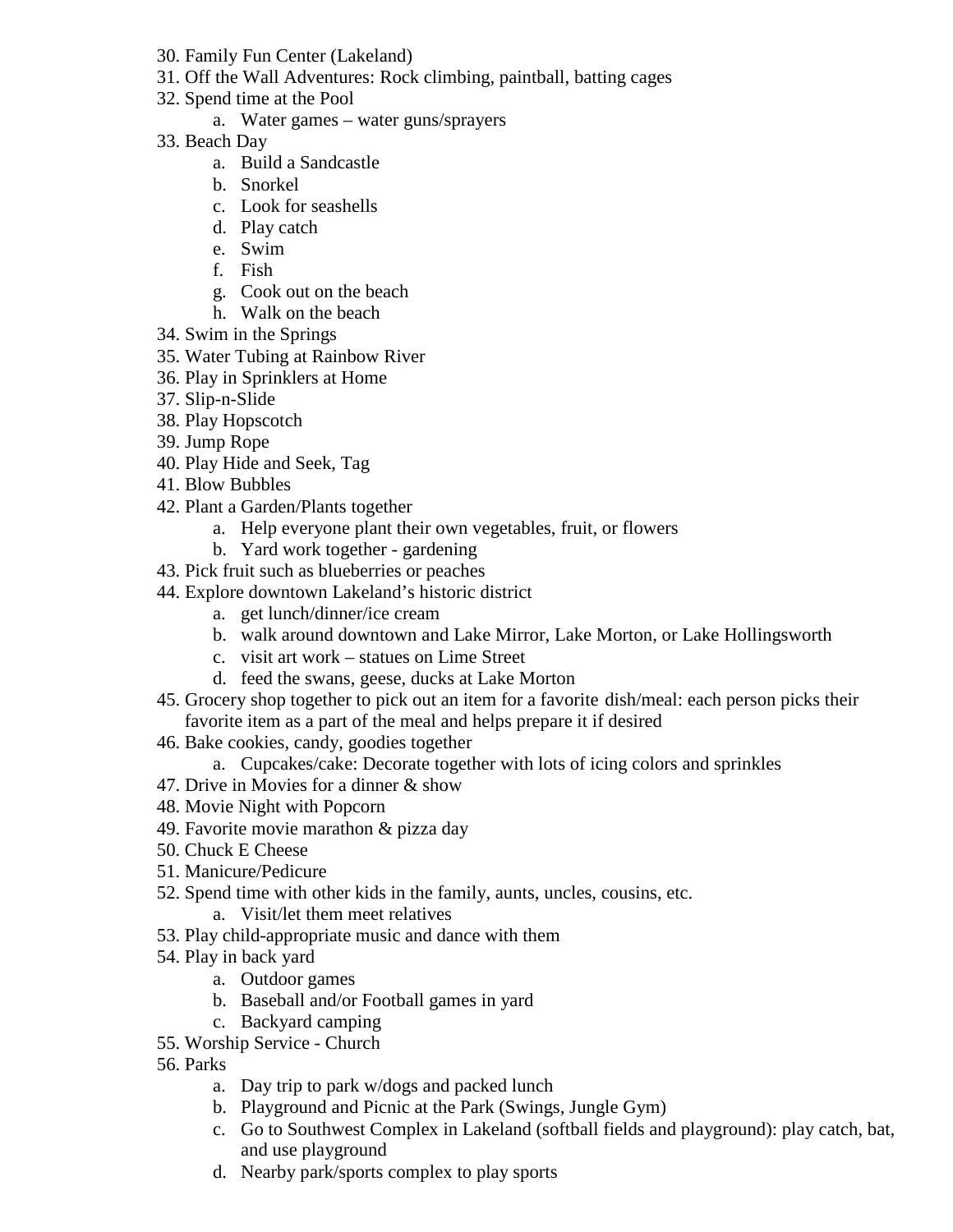30. Family Fun Center (Lakeland)
31. Off the Wall Adventures: Rock climbing, paintball, batting cages
32. Spend time at the Pool
    a. Water games – water guns/sprayers
33. Beach Day
    a. Build a Sandcastle
    b. Snorkel
    c. Look for seashells
    d. Play catch
    e. Swim
    f. Fish
    g. Cook out on the beach
    h. Walk on the beach
34. Swim in the Springs
35. Water Tubing at Rainbow River
36. Play in Sprinklers at Home
37. Slip-n-Slide
38. Play Hopscotch
39. Jump Rope
40. Play Hide and Seek, Tag
41. Blow Bubbles
42. Plant a Garden/Plants together
    a. Help everyone plant their own vegetables, fruit, or flowers
    b. Yard work together - gardening
43. Pick fruit such as blueberries or peaches
44. Explore downtown Lakeland's historic district
    a. get lunch/dinner/ice cream
    b. walk around downtown and Lake Mirror, Lake Morton, or Lake Hollingsworth
    c. visit art work – statues on Lime Street
    d. feed the swans, geese, ducks at Lake Morton
45. Grocery shop together to pick out an item for a favorite dish/meal: each person picks their favorite item as a part of the meal and helps prepare it if desired
46. Bake cookies, candy, goodies together
    a. Cupcakes/cake: Decorate together with lots of icing colors and sprinkles
47. Drive in Movies for a dinner & show
48. Movie Night with Popcorn
49. Favorite movie marathon & pizza day
50. Chuck E Cheese
51. Manicure/Pedicure
52. Spend time with other kids in the family, aunts, uncles, cousins, etc.
    a. Visit/let them meet relatives
53. Play child-appropriate music and dance with them
54. Play in back yard
    a. Outdoor games
    b. Baseball and/or Football games in yard
    c. Backyard camping
55. Worship Service - Church
56. Parks
    a. Day trip to park w/dogs and packed lunch
    b. Playground and Picnic at the Park (Swings, Jungle Gym)
    c. Go to Southwest Complex in Lakeland (softball fields and playground): play catch, bat, and use playground
    d. Nearby park/sports complex to play sports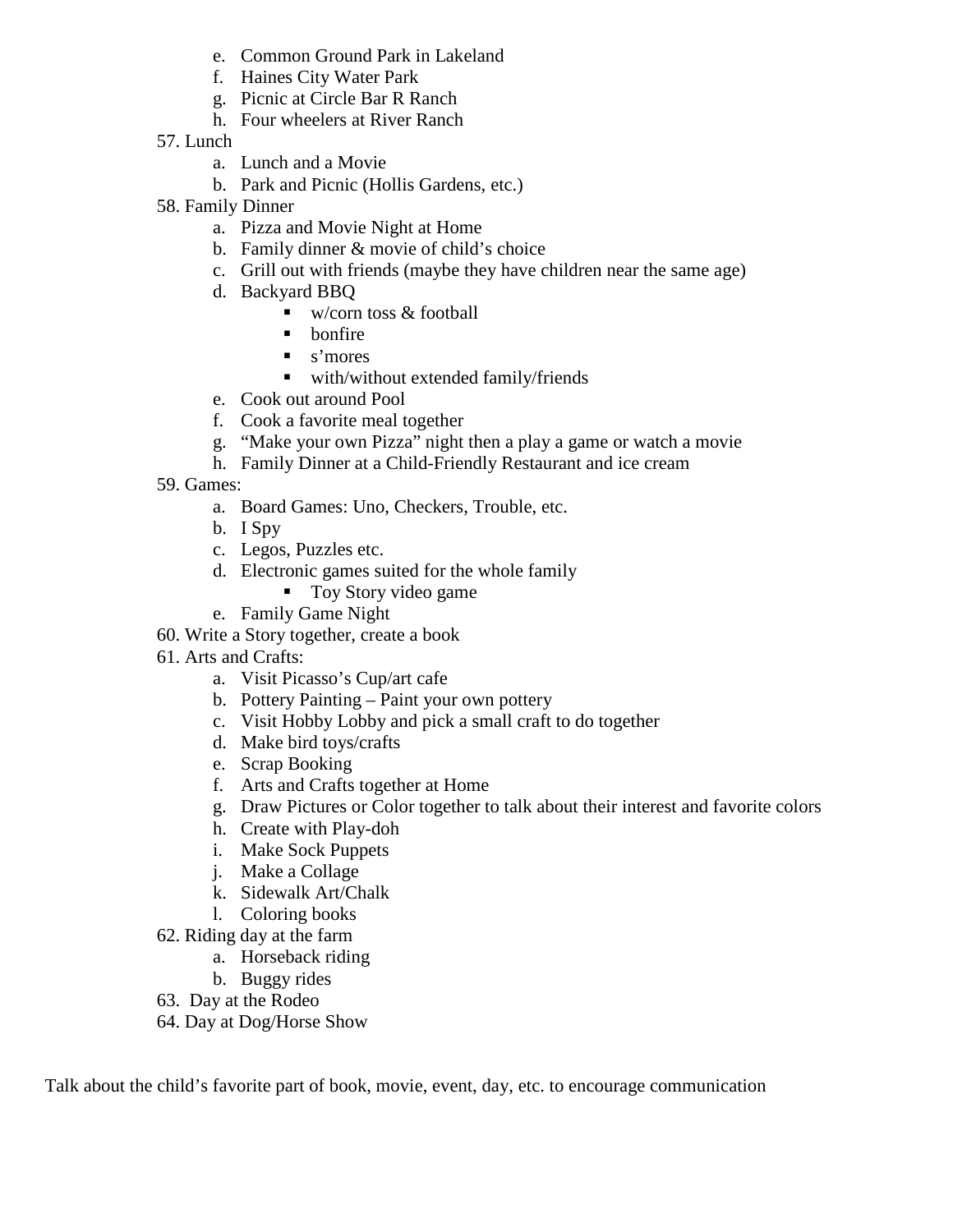e. Common Ground Park in Lakeland
   f. Haines City Water Park
   g. Picnic at Circle Bar R Ranch
   h. Four wheelers at River Ranch

57. Lunch
    a. Lunch and a Movie
    b. Park and Picnic (Hollis Gardens, etc.)
58. Family Dinner
    a. Pizza and Movie Night at Home
    b. Family dinner & movie of child's choice
    c. Grill out with friends (maybe they have children near the same age)
    d. Backyard BBQ
       - w/corn toss & football
       - bonfire
       - s'mores
       - with/without extended family/friends
    e. Cook out around Pool
    f. Cook a favorite meal together
    g. "Make your own Pizza" night then a play a game or watch a movie
    h. Family Dinner at a Child-Friendly Restaurant and ice cream
59. Games:
    a. Board Games: Uno, Checkers, Trouble, etc.
    b. I Spy
    c. Legos, Puzzles etc.
    d. Electronic games suited for the whole family
       - Toy Story video game
    e. Family Game Night
60. Write a Story together, create a book
61. Arts and Crafts:
    a. Visit Picasso's Cup/art cafe
    b. Pottery Painting – Paint your own pottery
    c. Visit Hobby Lobby and pick a small craft to do together
    d. Make bird toys/crafts
    e. Scrap Booking
    f. Arts and Crafts together at Home
    g. Draw Pictures or Color together to talk about their interest and favorite colors
    h. Create with Play-doh
    i. Make Sock Puppets
    j. Make a Collage
    k. Sidewalk Art/Chalk
    l. Coloring books
62. Riding day at the farm
    a. Horseback riding
    b. Buggy rides
63. Day at the Rodeo
64. Day at Dog/Horse Show

Talk about the child's favorite part of book, movie, event, day, etc. to encourage communication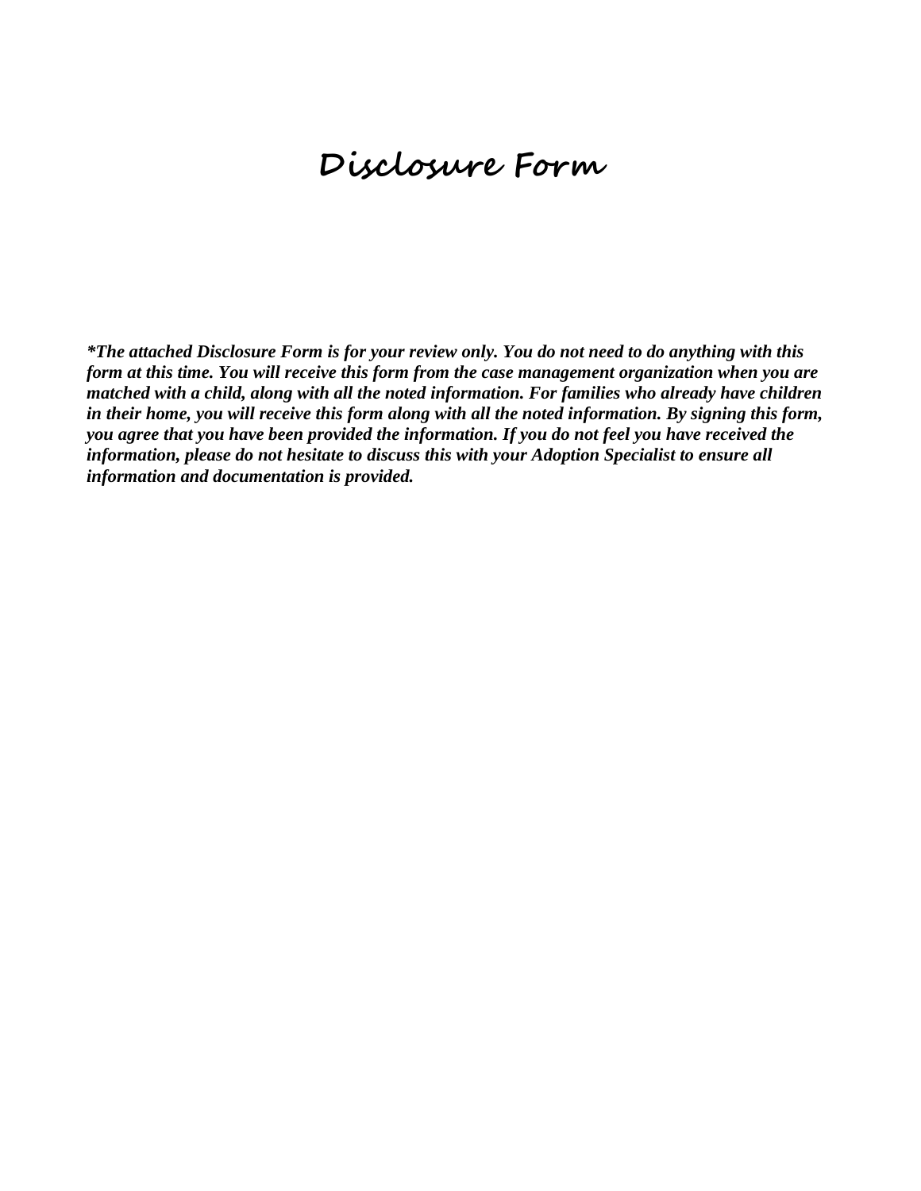# Disclosure Form

***The attached Disclosure Form is for your review only. You do not need to do anything with this form at this time. You will receive this form from the case management organization when you are matched with a child, along with all the noted information. For families who already have children in their home, you will receive this form along with all the noted information. By signing this form, you agree that you have been provided the information. If you do not feel you have received the information, please do not hesitate to discuss this with your Adoption Specialist to ensure all information and documentation is provided.***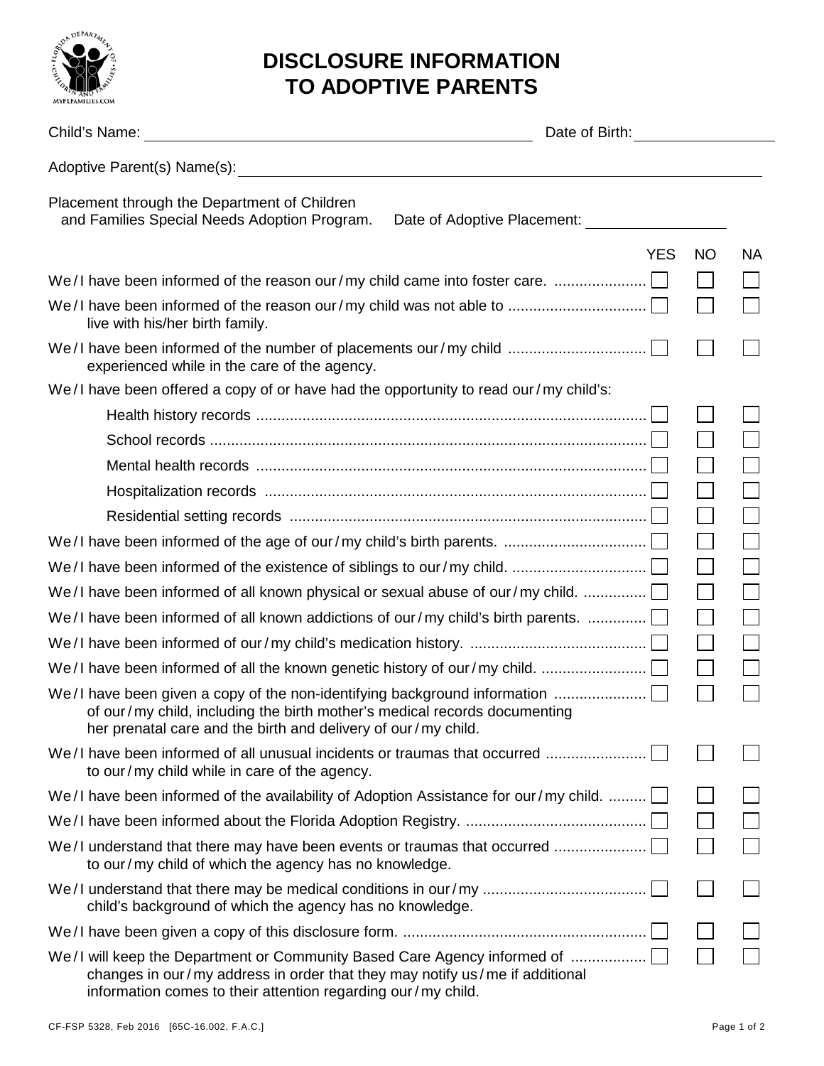# DISCLOSURE INFORMATION TO ADOPTIVE PARENTS

Child's Name: ______________________________ Date of Birth: ______________

Adoptive Parent(s) Name(s): ______________________________________________

Placement through the Department of Children and Families Special Needs Adoption Program. Date of Adoptive Placement: ______________

| | YES | NO | NA |
|---|---|---|---|
| We / I have been informed of the reason our / my child came into foster care. | ☐ | ☐ | ☐ |
| We / I have been informed of the reason our / my child was not able to live with his/her birth family. | ☐ | ☐ | ☐ |
| We / I have been informed of the number of placements our / my child experienced while in the care of the agency. | ☐ | ☐ | ☐ |
| We / I have been offered a copy of or have had the opportunity to read our / my child's: | | | |
| Health history records | ☐ | ☐ | ☐ |
| School records | ☐ | ☐ | ☐ |
| Mental health records | ☐ | ☐ | ☐ |
| Hospitalization records | ☐ | ☐ | ☐ |
| Residential setting records | ☐ | ☐ | ☐ |
| We / I have been informed of the age of our / my child's birth parents. | ☐ | ☐ | ☐ |
| We / I have been informed of the existence of siblings to our / my child. | ☐ | ☐ | ☐ |
| We / I have been informed of all known physical or sexual abuse of our / my child. | ☐ | ☐ | ☐ |
| We / I have been informed of all known addictions of our / my child's birth parents. | ☐ | ☐ | ☐ |
| We / I have been informed of our / my child's medication history. | ☐ | ☐ | ☐ |
| We / I have been informed of all the known genetic history of our / my child. | ☐ | ☐ | ☐ |
| We / I have been given a copy of the non-identifying background information of our / my child, including the birth mother's medical records documenting her prenatal care and the birth and delivery of our / my child. | ☐ | ☐ | ☐ |
| We / I have been informed of all unusual incidents or traumas that occurred to our / my child while in care of the agency. | ☐ | ☐ | ☐ |
| We / I have been informed of the availability of Adoption Assistance for our / my child. | ☐ | ☐ | ☐ |
| We / I have been informed about the Florida Adoption Registry. | ☐ | ☐ | ☐ |
| We / I understand that there may have been events or traumas that occurred to our / my child of which the agency has no knowledge. | ☐ | ☐ | ☐ |
| We / I understand that there may be medical conditions in our / my child's background of which the agency has no knowledge. | ☐ | ☐ | ☐ |
| We / I have been given a copy of this disclosure form. | ☐ | ☐ | ☐ |
| We / I will keep the Department or Community Based Care Agency informed of changes in our / my address in order that they may notify us / me if additional information comes to their attention regarding our / my child. | ☐ | ☐ | ☐ |

CF-FSP 5328, Feb 2016 [65C-16.002, F.A.C.]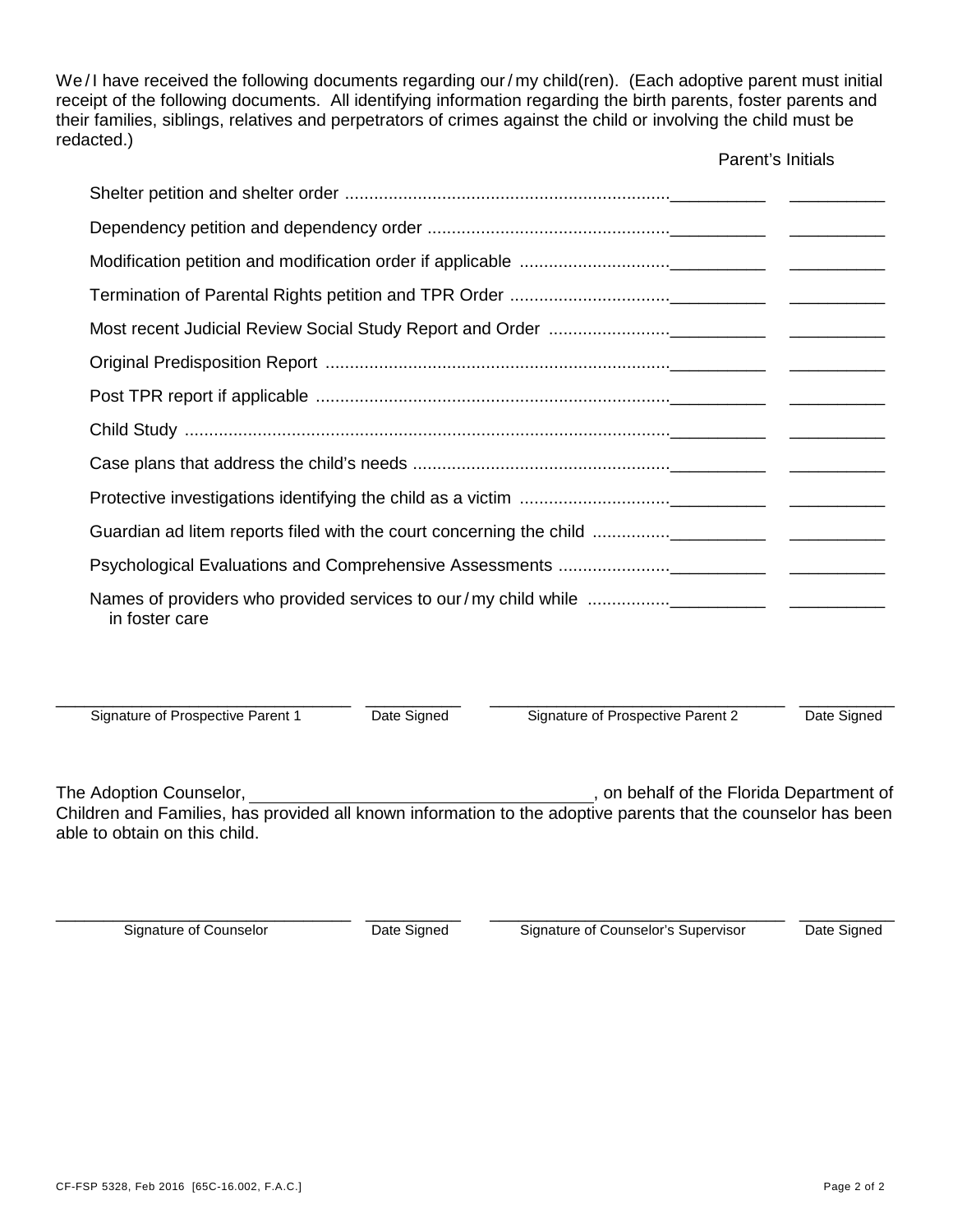We / I have received the following documents regarding our / my child(ren). (Each adoptive parent must initial receipt of the following documents. All identifying information regarding the birth parents, foster parents and their families, siblings, relatives and perpetrators of crimes against the child or involving the child must be redacted.)

| Document | Parent's Initials | |
|---|---|---|
| Shelter petition and shelter order | __________ | __________ |
| Dependency petition and dependency order | __________ | __________ |
| Modification petition and modification order if applicable | __________ | __________ |
| Termination of Parental Rights petition and TPR Order | __________ | __________ |
| Most recent Judicial Review Social Study Report and Order | __________ | __________ |
| Original Predisposition Report | __________ | __________ |
| Post TPR report if applicable | __________ | __________ |
| Child Study | __________ | __________ |
| Case plans that address the child's needs | __________ | __________ |
| Protective investigations identifying the child as a victim | __________ | __________ |
| Guardian ad litem reports filed with the court concerning the child | __________ | __________ |
| Psychological Evaluations and Comprehensive Assessments | __________ | __________ |
| Names of providers who provided services to our / my child while in foster care | __________ | __________ |

| | | | |
|---|---|---|---|
| ______________________________ | __________ | ______________________________ | __________ |
| Signature of Prospective Parent 1 | Date Signed | Signature of Prospective Parent 2 | Date Signed |

The Adoption Counselor, ______________________________, on behalf of the Florida Department of Children and Families, has provided all known information to the adoptive parents that the counselor has been able to obtain on this child.

| | | | |
|---|---|---|---|
| ______________________________ | __________ | ______________________________ | __________ |
| Signature of Counselor | Date Signed | Signature of Counselor's Supervisor | Date Signed |

CF-FSP 5328, Feb 2016 [65C-16.002, F.A.C.]